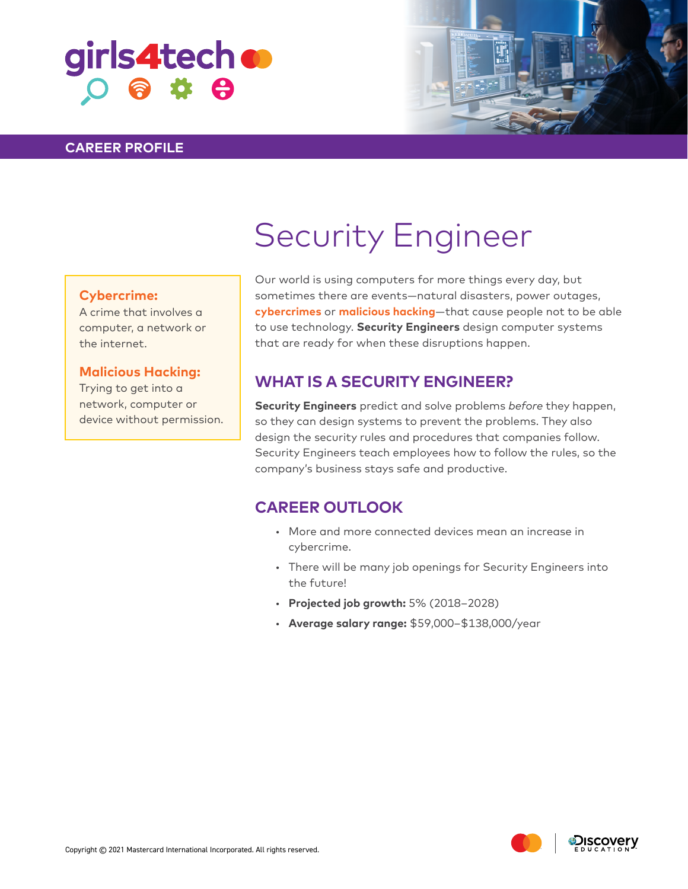girls4tech

CAREER PROFILE

# Security Engineer

**Cybercrime:**
A crime that involves a computer, a network or the internet.

**Malicious Hacking:**
Trying to get into a network, computer or device without permission.

Our world is using computers for more things every day, but sometimes there are events—natural disasters, power outages, **cybercrimes** or **malicious hacking**—that cause people not to be able to use technology. **Security Engineers** design computer systems that are ready for when these disruptions happen.

## WHAT IS A SECURITY ENGINEER?

**Security Engineers** predict and solve problems *before* they happen, so they can design systems to prevent the problems. They also design the security rules and procedures that companies follow. Security Engineers teach employees how to follow the rules, so the company's business stays safe and productive.

## CAREER OUTLOOK

- More and more connected devices mean an increase in cybercrime.
- There will be many job openings for Security Engineers into the future!
- **Projected job growth:** 5% (2018–2028)
- **Average salary range:** $59,000–$138,000/year

Copyright © 2021 Mastercard International Incorporated. All rights reserved.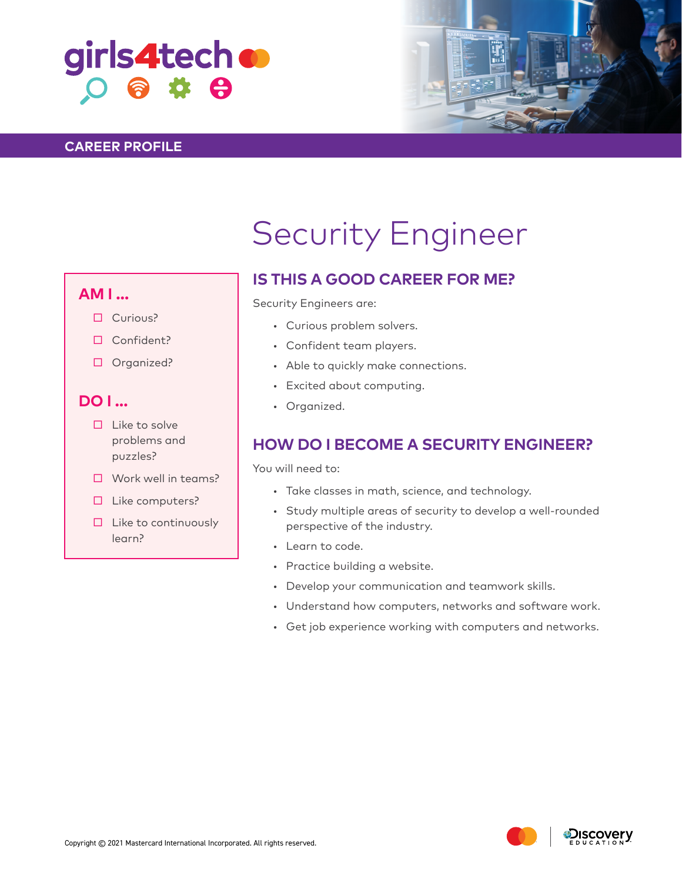girls4tech

CAREER PROFILE

# Security Engineer

## AM I ...

- ☐ Curious?
- ☐ Confident?
- ☐ Organized?

## DO I ...

- ☐ Like to solve problems and puzzles?
- ☐ Work well in teams?
- ☐ Like computers?
- ☐ Like to continuously learn?

## IS THIS A GOOD CAREER FOR ME?

Security Engineers are:

- Curious problem solvers.
- Confident team players.
- Able to quickly make connections.
- Excited about computing.
- Organized.

## HOW DO I BECOME A SECURITY ENGINEER?

You will need to:

- Take classes in math, science, and technology.
- Study multiple areas of security to develop a well-rounded perspective of the industry.
- Learn to code.
- Practice building a website.
- Develop your communication and teamwork skills.
- Understand how computers, networks and software work.
- Get job experience working with computers and networks.

Copyright © 2021 Mastercard International Incorporated. All rights reserved.